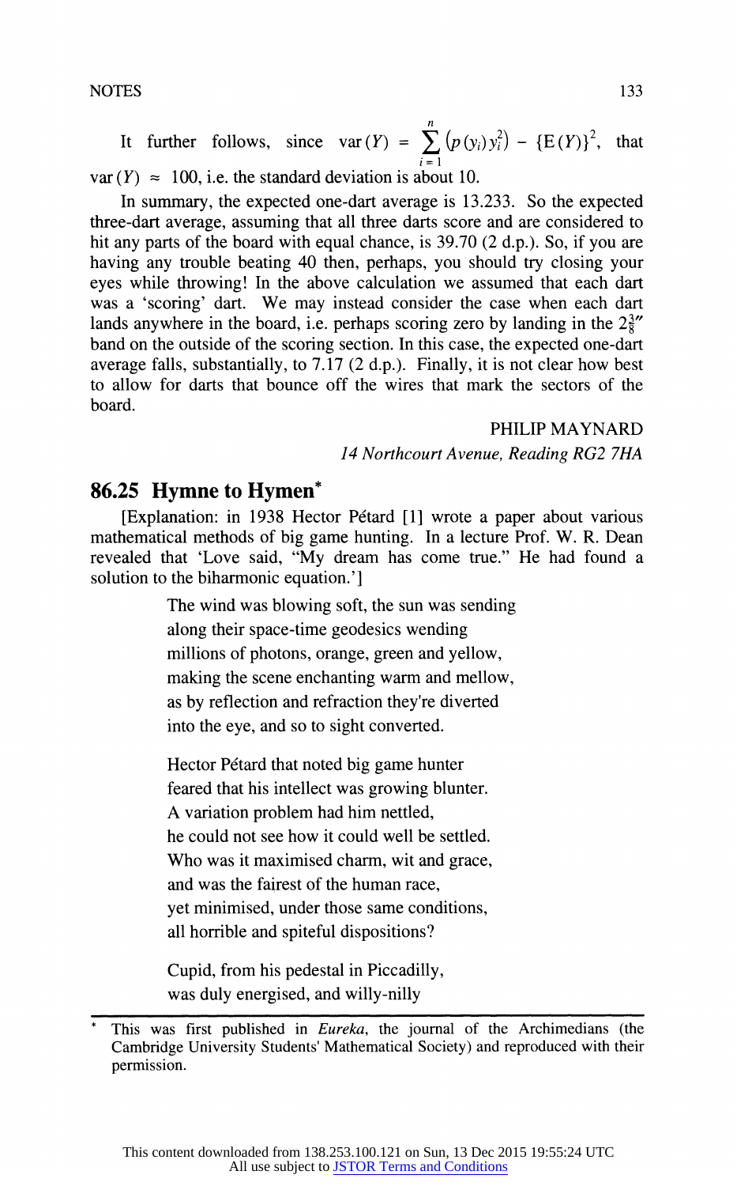It further follows, since $\text{var}(Y) = \sum_{i=1}^{n} \left(p(y_i) y_i^2\right) - \{\text{E}(Y)\}^2$, that $\text{var}(Y) \approx 100$, i.e. the standard deviation is about 10.

In summary, the expected one-dart average is 13.233. So the expected three-dart average, assuming that all three darts score and are considered to hit any parts of the board with equal chance, is 39.70 (2 d.p.). So, if you are having any trouble beating 40 then, perhaps, you should try closing your eyes while throwing! In the above calculation we assumed that each dart was a 'scoring' dart. We may instead consider the case when each dart lands anywhere in the board, i.e. perhaps scoring zero by landing in the $2\frac{3}{8}''$ band on the outside of the scoring section. In this case, the expected one-dart average falls, substantially, to 7.17 (2 d.p.). Finally, it is not clear how best to allow for darts that bounce off the wires that mark the sectors of the board.

PHILIP MAYNARD

*14 Northcourt Avenue, Reading RG2 7HA*

## 86.25 Hymne to Hymen*

[Explanation: in 1938 Hector Pétard [1] wrote a paper about various mathematical methods of big game hunting. In a lecture Prof. W. R. Dean revealed that 'Love said, "My dream has come true." He had found a solution to the biharmonic equation.']

The wind was blowing soft, the sun was sending
along their space-time geodesics wending
millions of photons, orange, green and yellow,
making the scene enchanting warm and mellow,
as by reflection and refraction they're diverted
into the eye, and so to sight converted.

Hector Pétard that noted big game hunter
feared that his intellect was growing blunter.
A variation problem had him nettled,
he could not see how it could well be settled.
Who was it maximised charm, wit and grace,
and was the fairest of the human race,
yet minimised, under those same conditions,
all horrible and spiteful dispositions?

Cupid, from his pedestal in Piccadilly,
was duly energised, and willy-nilly

\* This was first published in *Eureka*, the journal of the Archimedians (the Cambridge University Students' Mathematical Society) and reproduced with their permission.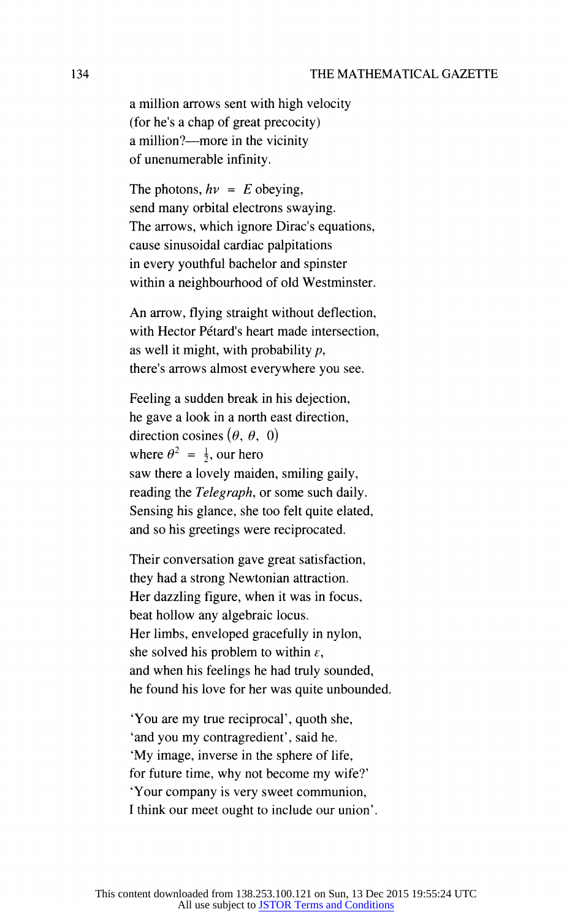a million arrows sent with high velocity
(for he's a chap of great precocity)
a million?—more in the vicinity
of unenumerable infinity.

The photons, $h\nu = E$ obeying,
send many orbital electrons swaying.
The arrows, which ignore Dirac's equations,
cause sinusoidal cardiac palpitations
in every youthful bachelor and spinster
within a neighbourhood of old Westminster.

An arrow, flying straight without deflection,
with Hector Pétard's heart made intersection,
as well it might, with probability $p$,
there's arrows almost everywhere you see.

Feeling a sudden break in his dejection,
he gave a look in a north east direction,
direction cosines $(\theta, \theta, 0)$
where $\theta^2 = \frac{1}{2}$, our hero
saw there a lovely maiden, smiling gaily,
reading the *Telegraph*, or some such daily.
Sensing his glance, she too felt quite elated,
and so his greetings were reciprocated.

Their conversation gave great satisfaction,
they had a strong Newtonian attraction.
Her dazzling figure, when it was in focus,
beat hollow any algebraic locus.
Her limbs, enveloped gracefully in nylon,
she solved his problem to within $\varepsilon$,
and when his feelings he had truly sounded,
he found his love for her was quite unbounded.

'You are my true reciprocal', quoth she,
'and you my contragredient', said he.
'My image, inverse in the sphere of life,
for future time, why not become my wife?'
'Your company is very sweet communion,
I think our meet ought to include our union'.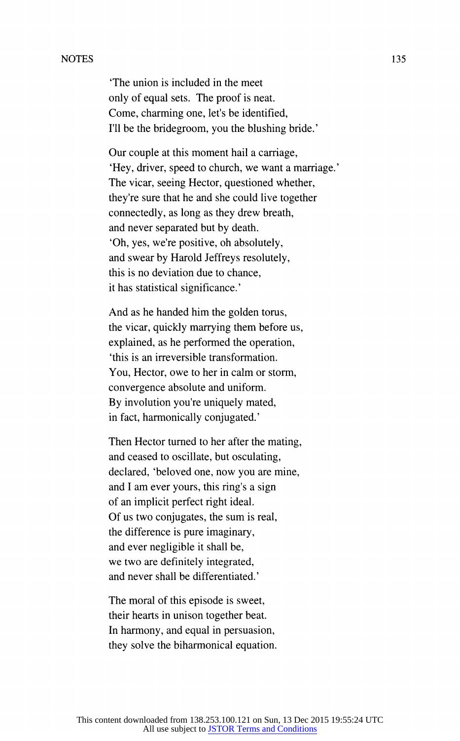'The union is included in the meet
only of equal sets. The proof is neat.
Come, charming one, let's be identified,
I'll be the bridegroom, you the blushing bride.'

Our couple at this moment hail a carriage,
'Hey, driver, speed to church, we want a marriage.'
The vicar, seeing Hector, questioned whether,
they're sure that he and she could live together
connectedly, as long as they drew breath,
and never separated but by death.
'Oh, yes, we're positive, oh absolutely,
and swear by Harold Jeffreys resolutely,
this is no deviation due to chance,
it has statistical significance.'

And as he handed him the golden torus,
the vicar, quickly marrying them before us,
explained, as he performed the operation,
'this is an irreversible transformation.
You, Hector, owe to her in calm or storm,
convergence absolute and uniform.
By involution you're uniquely mated,
in fact, harmonically conjugated.'

Then Hector turned to her after the mating,
and ceased to oscillate, but osculating,
declared, 'beloved one, now you are mine,
and I am ever yours, this ring's a sign
of an implicit perfect right ideal.
Of us two conjugates, the sum is real,
the difference is pure imaginary,
and ever negligible it shall be,
we two are definitely integrated,
and never shall be differentiated.'

The moral of this episode is sweet,
their hearts in unison together beat.
In harmony, and equal in persuasion,
they solve the biharmonical equation.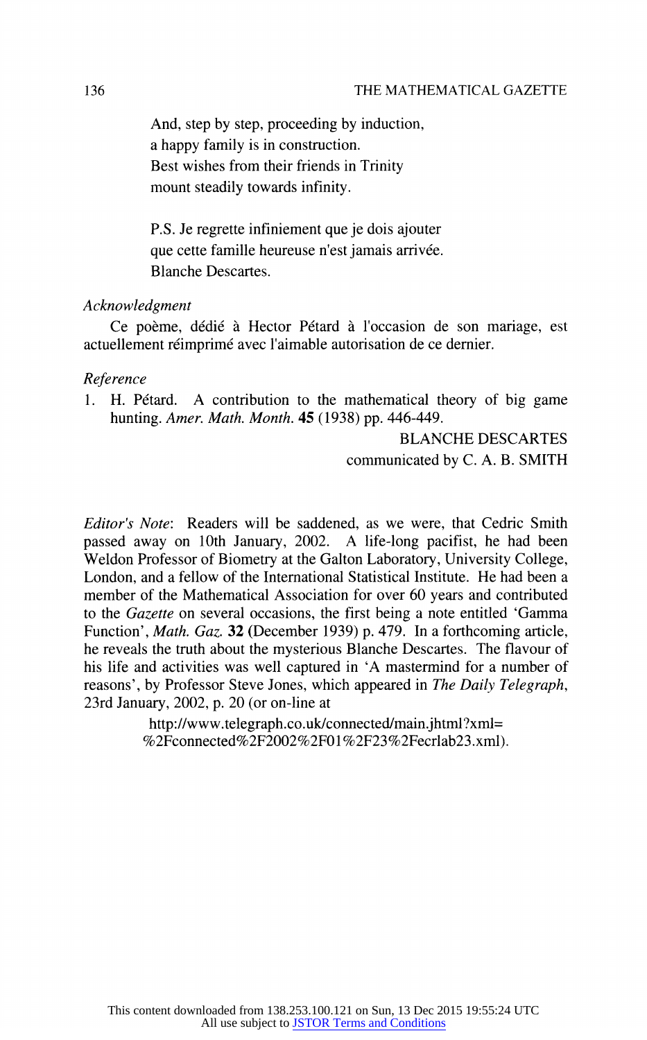And, step by step, proceeding by induction,
a happy family is in construction.
Best wishes from their friends in Trinity
mount steadily towards infinity.

P.S. Je regrette infiniement que je dois ajouter
que cette famille heureuse n'est jamais arrivée.
Blanche Descartes.

*Acknowledgment*

Ce poème, dédié à Hector Pétard à l'occasion de son mariage, est actuellement réimprimé avec l'aimable autorisation de ce dernier.

*Reference*

1. H. Pétard. A contribution to the mathematical theory of big game hunting. *Amer. Math. Month.* **45** (1938) pp. 446-449.

BLANCHE DESCARTES
communicated by C. A. B. SMITH

*Editor's Note*: Readers will be saddened, as we were, that Cedric Smith passed away on 10th January, 2002. A life-long pacifist, he had been Weldon Professor of Biometry at the Galton Laboratory, University College, London, and a fellow of the International Statistical Institute. He had been a member of the Mathematical Association for over 60 years and contributed to the *Gazette* on several occasions, the first being a note entitled 'Gamma Function', *Math. Gaz.* **32** (December 1939) p. 479. In a forthcoming article, he reveals the truth about the mysterious Blanche Descartes. The flavour of his life and activities was well captured in 'A mastermind for a number of reasons', by Professor Steve Jones, which appeared in *The Daily Telegraph*, 23rd January, 2002, p. 20 (or on-line at

http://www.telegraph.co.uk/connected/main.jhtml?xml=
%2Fconnected%2F2002%2F01%2F23%2Fecrlab23.xml).